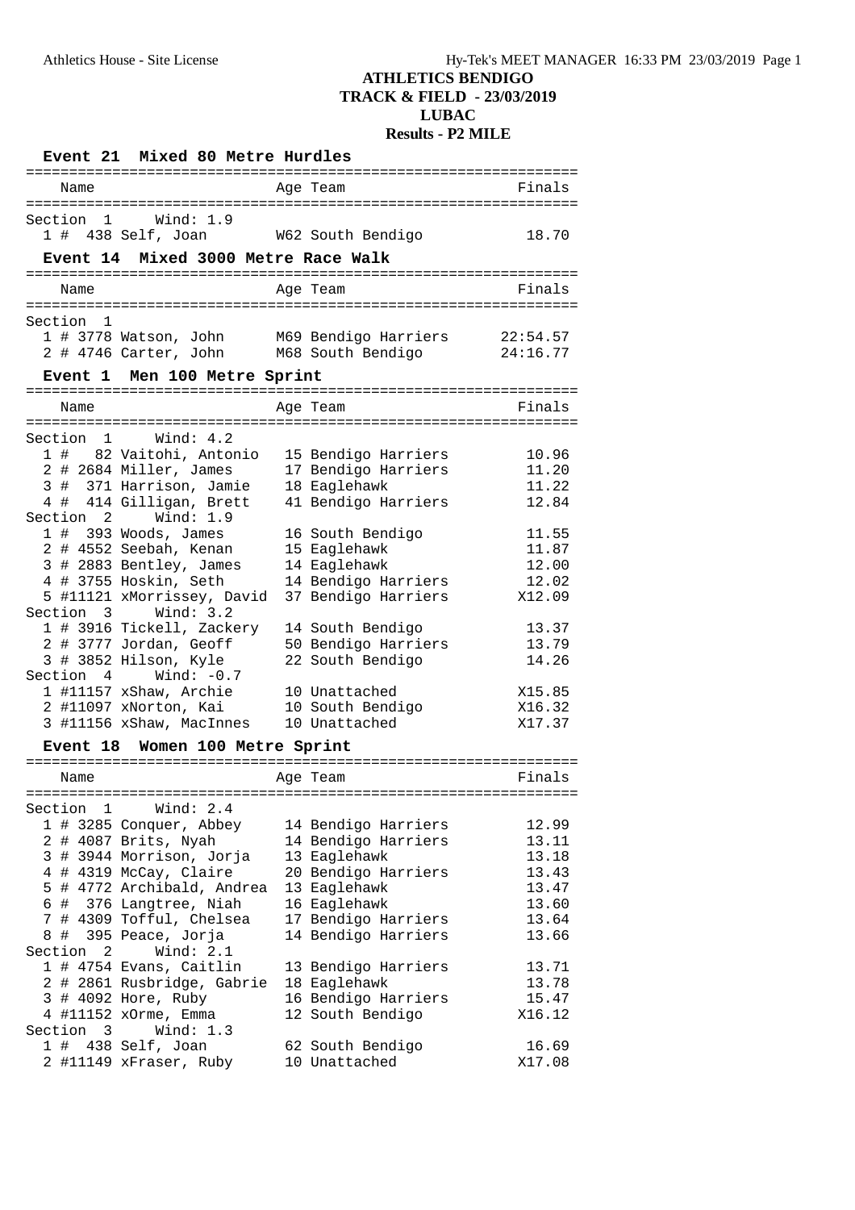# ATHLETICS BENDIGO
## TRACK & FIELD - 23/03/2019
## LUBAC
## Results - P2 MILE

### Event 21 Mixed 80 Metre Hurdles

| Name | Age | Team | Finals |
|---|---|---|---|
| **Section 1 Wind: 1.9** | | | |
| 1 # 438 Self, Joan | W62 | South Bendigo | 18.70 |

### Event 14 Mixed 3000 Metre Race Walk

| Name | Age | Team | Finals |
|---|---|---|---|
| **Section 1** | | | |
| 1 # 3778 Watson, John | M69 | Bendigo Harriers | 22:54.57 |
| 2 # 4746 Carter, John | M68 | South Bendigo | 24:16.77 |

### Event 1 Men 100 Metre Sprint

| Name | Age | Team | Finals |
|---|---|---|---|
| **Section 1 Wind: 4.2** | | | |
| 1 # 82 Vaitohi, Antonio | 15 | Bendigo Harriers | 10.96 |
| 2 # 2684 Miller, James | 17 | Bendigo Harriers | 11.20 |
| 3 # 371 Harrison, Jamie | 18 | Eaglehawk | 11.22 |
| 4 # 414 Gilligan, Brett | 41 | Bendigo Harriers | 12.84 |
| **Section 2 Wind: 1.9** | | | |
| 1 # 393 Woods, James | 16 | South Bendigo | 11.55 |
| 2 # 4552 Seebah, Kenan | 15 | Eaglehawk | 11.87 |
| 3 # 2883 Bentley, James | 14 | Eaglehawk | 12.00 |
| 4 # 3755 Hoskin, Seth | 14 | Bendigo Harriers | 12.02 |
| 5 #11121 xMorrissey, David | 37 | Bendigo Harriers | X12.09 |
| **Section 3 Wind: 3.2** | | | |
| 1 # 3916 Tickell, Zackery | 14 | South Bendigo | 13.37 |
| 2 # 3777 Jordan, Geoff | 50 | Bendigo Harriers | 13.79 |
| 3 # 3852 Hilson, Kyle | 22 | South Bendigo | 14.26 |
| **Section 4 Wind: -0.7** | | | |
| 1 #11157 xShaw, Archie | 10 | Unattached | X15.85 |
| 2 #11097 xNorton, Kai | 10 | South Bendigo | X16.32 |
| 3 #11156 xShaw, MacInnes | 10 | Unattached | X17.37 |

### Event 18 Women 100 Metre Sprint

| Name | Age | Team | Finals |
|---|---|---|---|
| **Section 1 Wind: 2.4** | | | |
| 1 # 3285 Conquer, Abbey | 14 | Bendigo Harriers | 12.99 |
| 2 # 4087 Brits, Nyah | 14 | Bendigo Harriers | 13.11 |
| 3 # 3944 Morrison, Jorja | 13 | Eaglehawk | 13.18 |
| 4 # 4319 McCay, Claire | 20 | Bendigo Harriers | 13.43 |
| 5 # 4772 Archibald, Andrea | 13 | Eaglehawk | 13.47 |
| 6 # 376 Langtree, Niah | 16 | Eaglehawk | 13.60 |
| 7 # 4309 Tofful, Chelsea | 17 | Bendigo Harriers | 13.64 |
| 8 # 395 Peace, Jorja | 14 | Bendigo Harriers | 13.66 |
| **Section 2 Wind: 2.1** | | | |
| 1 # 4754 Evans, Caitlin | 13 | Bendigo Harriers | 13.71 |
| 2 # 2861 Rusbridge, Gabrie | 18 | Eaglehawk | 13.78 |
| 3 # 4092 Hore, Ruby | 16 | Bendigo Harriers | 15.47 |
| 4 #11152 xOrme, Emma | 12 | South Bendigo | X16.12 |
| **Section 3 Wind: 1.3** | | | |
| 1 # 438 Self, Joan | 62 | South Bendigo | 16.69 |
| 2 #11149 xFraser, Ruby | 10 | Unattached | X17.08 |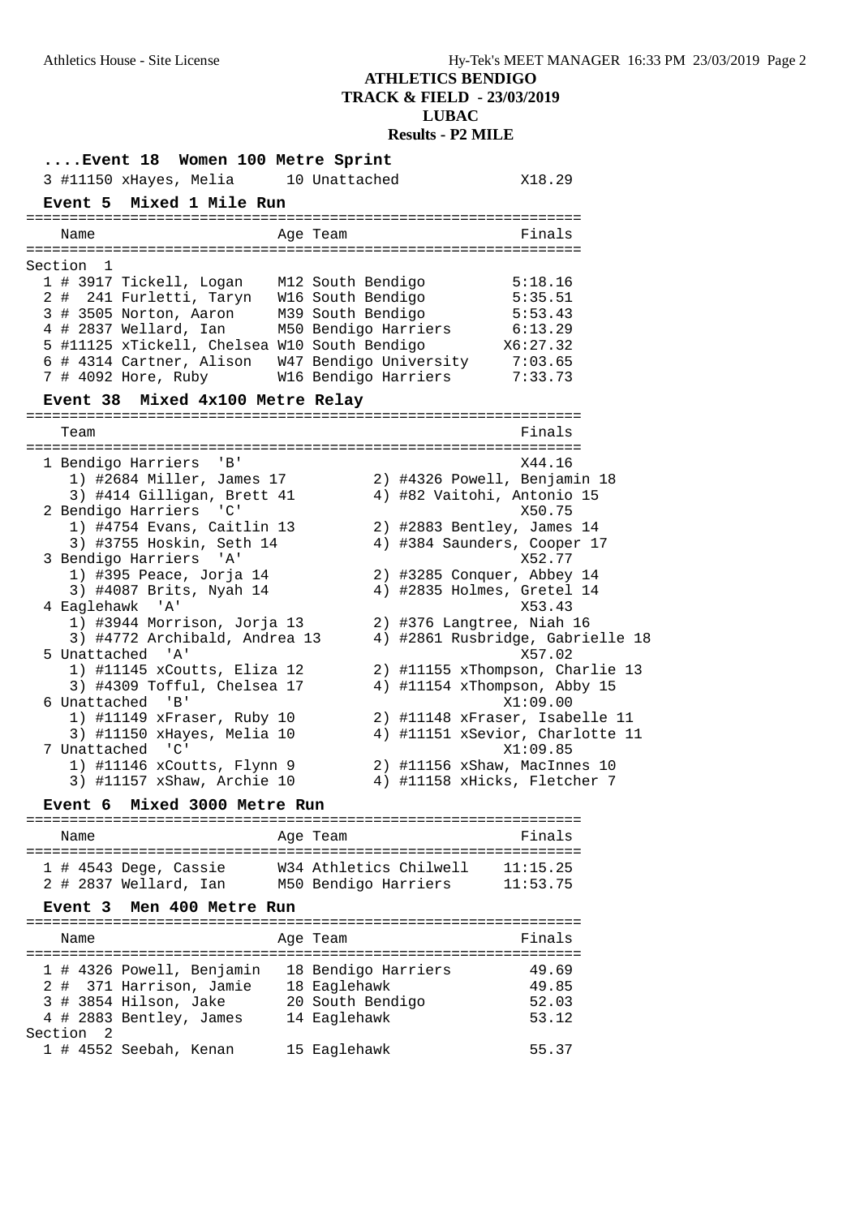**ATHLETICS BENDIGO**
**TRACK & FIELD - 23/03/2019**
**LUBAC**
**Results - P2 MILE**

### ....Event 18 Women 100 Metre Sprint

```
  3 #11150 xHayes, Melia      10 Unattached             X18.29
```

### Event 5 Mixed 1 Mile Run

```
===============================================================
    Name                     Age Team                    Finals
===============================================================
Section  1
  1 # 3917 Tickell, Logan    M12 South Bendigo          5:18.16
  2 #  241 Furletti, Taryn   W16 South Bendigo          5:35.51
  3 # 3505 Norton, Aaron     M39 South Bendigo          5:53.43
  4 # 2837 Wellard, Ian      M50 Bendigo Harriers       6:13.29
  5 #11125 xTickell, Chelsea W10 South Bendigo         X6:27.32
  6 # 4314 Cartner, Alison   W47 Bendigo University     7:03.65
  7 # 4092 Hore, Ruby        W16 Bendigo Harriers       7:33.73
```

### Event 38 Mixed 4x100 Metre Relay

```
===============================================================
    Team                                                 Finals
===============================================================
  1 Bendigo Harriers  'B'                                X44.16
     1) #2684 Miller, James 17         2) #4326 Powell, Benjamin 18
     3) #414 Gilligan, Brett 41        4) #82 Vaitohi, Antonio 15
  2 Bendigo Harriers  'C'                                X50.75
     1) #4754 Evans, Caitlin 13        2) #2883 Bentley, James 14
     3) #3755 Hoskin, Seth 14          4) #384 Saunders, Cooper 17
  3 Bendigo Harriers  'A'                                X52.77
     1) #395 Peace, Jorja 14           2) #3285 Conquer, Abbey 14
     3) #4087 Brits, Nyah 14           4) #2835 Holmes, Gretel 14
  4 Eaglehawk  'A'                                       X53.43
     1) #3944 Morrison, Jorja 13       2) #376 Langtree, Niah 16
     3) #4772 Archibald, Andrea 13     4) #2861 Rusbridge, Gabrielle 18
  5 Unattached  'A'                                      X57.02
     1) #11145 xCoutts, Eliza 12       2) #11155 xThompson, Charlie 13
     3) #4309 Tofful, Chelsea 17       4) #11154 xThompson, Abby 15
  6 Unattached  'B'                                    X1:09.00
     1) #11149 xFraser, Ruby 10        2) #11148 xFraser, Isabelle 11
     3) #11150 xHayes, Melia 10        4) #11151 xSevior, Charlotte 11
  7 Unattached  'C'                                    X1:09.85
     1) #11146 xCoutts, Flynn 9        2) #11156 xShaw, MacInnes 10
     3) #11157 xShaw, Archie 10        4) #11158 xHicks, Fletcher 7
```

### Event 6 Mixed 3000 Metre Run

```
===============================================================
    Name                     Age Team                    Finals
===============================================================
  1 # 4543 Dege, Cassie      W34 Athletics Chilwell    11:15.25
  2 # 2837 Wellard, Ian      M50 Bendigo Harriers      11:53.75
```

### Event 3 Men 400 Metre Run

```
===============================================================
    Name                     Age Team                    Finals
===============================================================
  1 # 4326 Powell, Benjamin   18 Bendigo Harriers         49.69
  2 #  371 Harrison, Jamie    18 Eaglehawk                49.85
  3 # 3854 Hilson, Jake       20 South Bendigo            52.03
  4 # 2883 Bentley, James     14 Eaglehawk                53.12
Section  2
  1 # 4552 Seebah, Kenan      15 Eaglehawk                55.37
```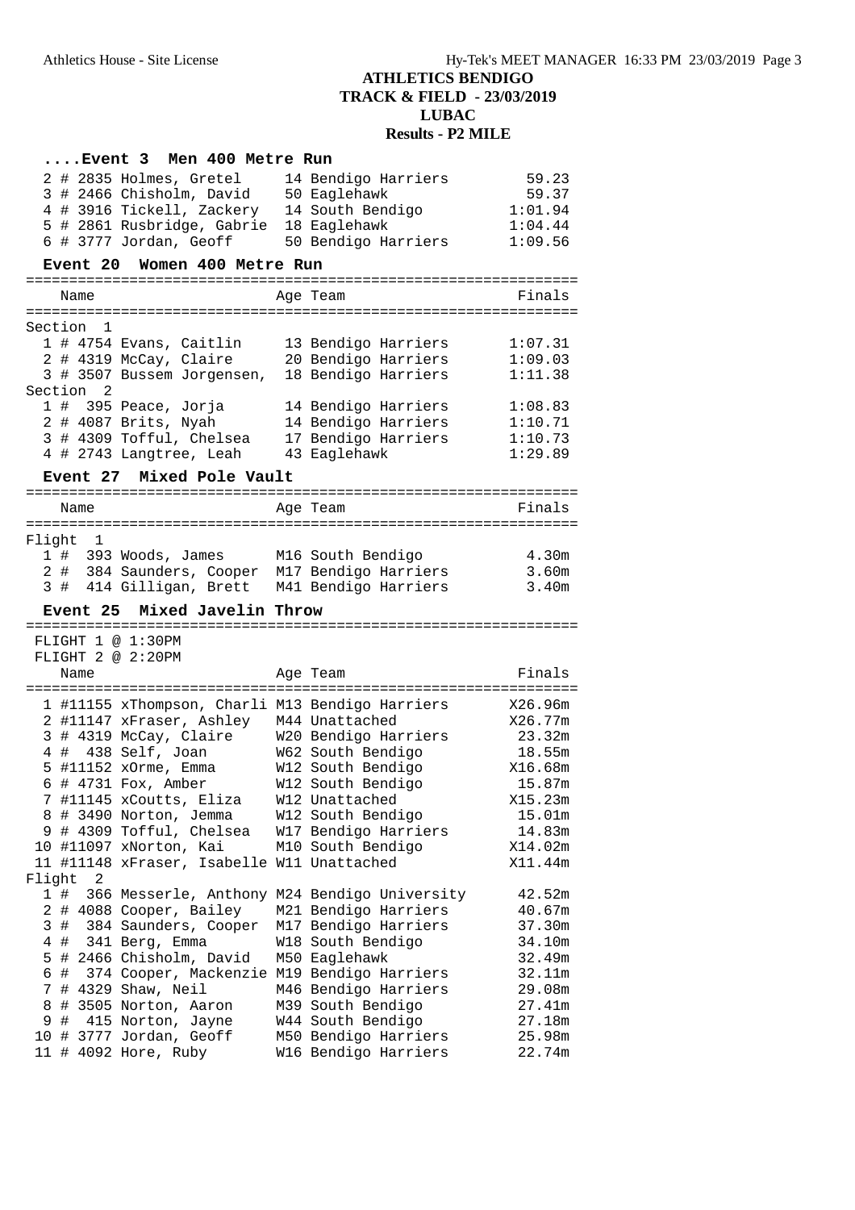# ATHLETICS BENDIGO
## TRACK & FIELD - 23/03/2019
## LUBAC
## Results - P2 MILE

### ....Event 3 Men 400 Metre Run

| Place | # | Name | Age | Team | Finals |
|---|---|---|---|---|---|
| 2 | # 2835 | Holmes, Gretel | 14 | Bendigo Harriers | 59.23 |
| 3 | # 2466 | Chisholm, David | 50 | Eaglehawk | 59.37 |
| 4 | # 3916 | Tickell, Zackery | 14 | South Bendigo | 1:01.94 |
| 5 | # 2861 | Rusbridge, Gabrie | 18 | Eaglehawk | 1:04.44 |
| 6 | # 3777 | Jordan, Geoff | 50 | Bendigo Harriers | 1:09.56 |

### Event 20 Women 400 Metre Run

**Section 1**

| Place | # | Name | Age | Team | Finals |
|---|---|---|---|---|---|
| 1 | # 4754 | Evans, Caitlin | 13 | Bendigo Harriers | 1:07.31 |
| 2 | # 4319 | McCay, Claire | 20 | Bendigo Harriers | 1:09.03 |
| 3 | # 3507 | Bussem Jorgensen, | 18 | Bendigo Harriers | 1:11.38 |

**Section 2**

| Place | # | Name | Age | Team | Finals |
|---|---|---|---|---|---|
| 1 | # 395 | Peace, Jorja | 14 | Bendigo Harriers | 1:08.83 |
| 2 | # 4087 | Brits, Nyah | 14 | Bendigo Harriers | 1:10.71 |
| 3 | # 4309 | Tofful, Chelsea | 17 | Bendigo Harriers | 1:10.73 |
| 4 | # 2743 | Langtree, Leah | 43 | Eaglehawk | 1:29.89 |

### Event 27 Mixed Pole Vault

**Flight 1**

| Place | # | Name | Age | Team | Finals |
|---|---|---|---|---|---|
| 1 | # 393 | Woods, James | M16 | South Bendigo | 4.30m |
| 2 | # 384 | Saunders, Cooper | M17 | Bendigo Harriers | 3.60m |
| 3 | # 414 | Gilligan, Brett | M41 | Bendigo Harriers | 3.40m |

### Event 25 Mixed Javelin Throw

FLIGHT 1 @ 1:30PM
FLIGHT 2 @ 2:20PM

**Flight 1**

| Place | # | Name | Age | Team | Finals |
|---|---|---|---|---|---|
| 1 | #11155 | xThompson, Charli | M13 | Bendigo Harriers | X26.96m |
| 2 | #11147 | xFraser, Ashley | M44 | Unattached | X26.77m |
| 3 | # 4319 | McCay, Claire | W20 | Bendigo Harriers | 23.32m |
| 4 | # 438 | Self, Joan | W62 | South Bendigo | 18.55m |
| 5 | #11152 | xOrme, Emma | W12 | South Bendigo | X16.68m |
| 6 | # 4731 | Fox, Amber | W12 | South Bendigo | 15.87m |
| 7 | #11145 | xCoutts, Eliza | W12 | Unattached | X15.23m |
| 8 | # 3490 | Norton, Jemma | W12 | South Bendigo | 15.01m |
| 9 | # 4309 | Tofful, Chelsea | W17 | Bendigo Harriers | 14.83m |
| 10 | #11097 | xNorton, Kai | M10 | South Bendigo | X14.02m |
| 11 | #11148 | xFraser, Isabelle | W11 | Unattached | X11.44m |

**Flight 2**

| Place | # | Name | Age | Team | Finals |
|---|---|---|---|---|---|
| 1 | # 366 | Messerle, Anthony | M24 | Bendigo University | 42.52m |
| 2 | # 4088 | Cooper, Bailey | M21 | Bendigo Harriers | 40.67m |
| 3 | # 384 | Saunders, Cooper | M17 | Bendigo Harriers | 37.30m |
| 4 | # 341 | Berg, Emma | W18 | South Bendigo | 34.10m |
| 5 | # 2466 | Chisholm, David | M50 | Eaglehawk | 32.49m |
| 6 | # 374 | Cooper, Mackenzie | M19 | Bendigo Harriers | 32.11m |
| 7 | # 4329 | Shaw, Neil | M46 | Bendigo Harriers | 29.08m |
| 8 | # 3505 | Norton, Aaron | M39 | South Bendigo | 27.41m |
| 9 | # 415 | Norton, Jayne | W44 | South Bendigo | 27.18m |
| 10 | # 3777 | Jordan, Geoff | M50 | Bendigo Harriers | 25.98m |
| 11 | # 4092 | Hore, Ruby | W16 | Bendigo Harriers | 22.74m |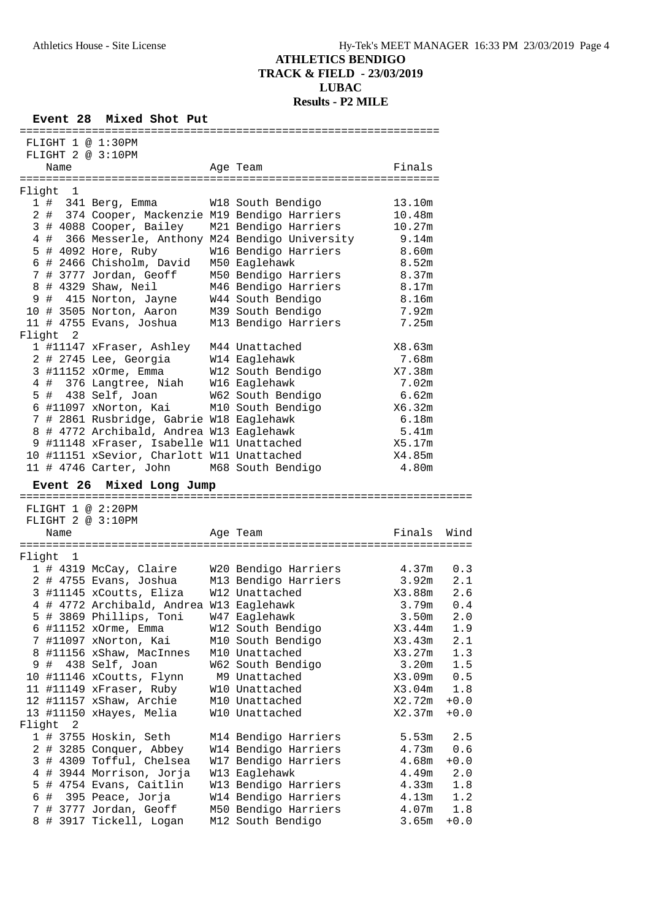# ATHLETICS BENDIGO
## TRACK & FIELD - 23/03/2019
## LUBAC
## Results - P2 MILE

### Event 28 Mixed Shot Put

FLIGHT 1 @ 1:30PM
FLIGHT 2 @ 3:10PM

| Place | Comp# | Name | Age | Team | Finals |
|---|---|---|---|---|---|
| **Flight 1** | | | | | |
| 1 | # 341 | Berg, Emma | W18 | South Bendigo | 13.10m |
| 2 | # 374 | Cooper, Mackenzie | M19 | Bendigo Harriers | 10.48m |
| 3 | # 4088 | Cooper, Bailey | M21 | Bendigo Harriers | 10.27m |
| 4 | # 366 | Messerle, Anthony | M24 | Bendigo University | 9.14m |
| 5 | # 4092 | Hore, Ruby | W16 | Bendigo Harriers | 8.60m |
| 6 | # 2466 | Chisholm, David | M50 | Eaglehawk | 8.52m |
| 7 | # 3777 | Jordan, Geoff | M50 | Bendigo Harriers | 8.37m |
| 8 | # 4329 | Shaw, Neil | M46 | Bendigo Harriers | 8.17m |
| 9 | # 415 | Norton, Jayne | W44 | South Bendigo | 8.16m |
| 10 | # 3505 | Norton, Aaron | M39 | South Bendigo | 7.92m |
| 11 | # 4755 | Evans, Joshua | M13 | Bendigo Harriers | 7.25m |
| **Flight 2** | | | | | |
| 1 | #11147 | xFraser, Ashley | M44 | Unattached | X8.63m |
| 2 | # 2745 | Lee, Georgia | W14 | Eaglehawk | 7.68m |
| 3 | #11152 | xOrme, Emma | W12 | South Bendigo | X7.38m |
| 4 | # 376 | Langtree, Niah | W16 | Eaglehawk | 7.02m |
| 5 | # 438 | Self, Joan | W62 | South Bendigo | 6.62m |
| 6 | #11097 | xNorton, Kai | M10 | South Bendigo | X6.32m |
| 7 | # 2861 | Rusbridge, Gabrie | W18 | Eaglehawk | 6.18m |
| 8 | # 4772 | Archibald, Andrea | W13 | Eaglehawk | 5.41m |
| 9 | #11148 | xFraser, Isabelle | W11 | Unattached | X5.17m |
| 10 | #11151 | xSevior, Charlott | W11 | Unattached | X4.85m |
| 11 | # 4746 | Carter, John | M68 | South Bendigo | 4.80m |

### Event 26 Mixed Long Jump

FLIGHT 1 @ 2:20PM
FLIGHT 2 @ 3:10PM

| Place | Comp# | Name | Age | Team | Finals | Wind |
|---|---|---|---|---|---|---|
| **Flight 1** | | | | | | |
| 1 | # 4319 | McCay, Claire | W20 | Bendigo Harriers | 4.37m | 0.3 |
| 2 | # 4755 | Evans, Joshua | M13 | Bendigo Harriers | 3.92m | 2.1 |
| 3 | #11145 | xCoutts, Eliza | W12 | Unattached | X3.88m | 2.6 |
| 4 | # 4772 | Archibald, Andrea | W13 | Eaglehawk | 3.79m | 0.4 |
| 5 | # 3869 | Phillips, Toni | W47 | Eaglehawk | 3.50m | 2.0 |
| 6 | #11152 | xOrme, Emma | W12 | South Bendigo | X3.44m | 1.9 |
| 7 | #11097 | xNorton, Kai | M10 | South Bendigo | X3.43m | 2.1 |
| 8 | #11156 | xShaw, MacInnes | M10 | Unattached | X3.27m | 1.3 |
| 9 | # 438 | Self, Joan | W62 | South Bendigo | 3.20m | 1.5 |
| 10 | #11146 | xCoutts, Flynn | M9 | Unattached | X3.09m | 0.5 |
| 11 | #11149 | xFraser, Ruby | W10 | Unattached | X3.04m | 1.8 |
| 12 | #11157 | xShaw, Archie | M10 | Unattached | X2.72m | +0.0 |
| 13 | #11150 | xHayes, Melia | W10 | Unattached | X2.37m | +0.0 |
| **Flight 2** | | | | | | |
| 1 | # 3755 | Hoskin, Seth | M14 | Bendigo Harriers | 5.53m | 2.5 |
| 2 | # 3285 | Conquer, Abbey | W14 | Bendigo Harriers | 4.73m | 0.6 |
| 3 | # 4309 | Tofful, Chelsea | W17 | Bendigo Harriers | 4.68m | +0.0 |
| 4 | # 3944 | Morrison, Jorja | W13 | Eaglehawk | 4.49m | 2.0 |
| 5 | # 4754 | Evans, Caitlin | W13 | Bendigo Harriers | 4.33m | 1.8 |
| 6 | # 395 | Peace, Jorja | W14 | Bendigo Harriers | 4.13m | 1.2 |
| 7 | # 3777 | Jordan, Geoff | M50 | Bendigo Harriers | 4.07m | 1.8 |
| 8 | # 3917 | Tickell, Logan | M12 | South Bendigo | 3.65m | +0.0 |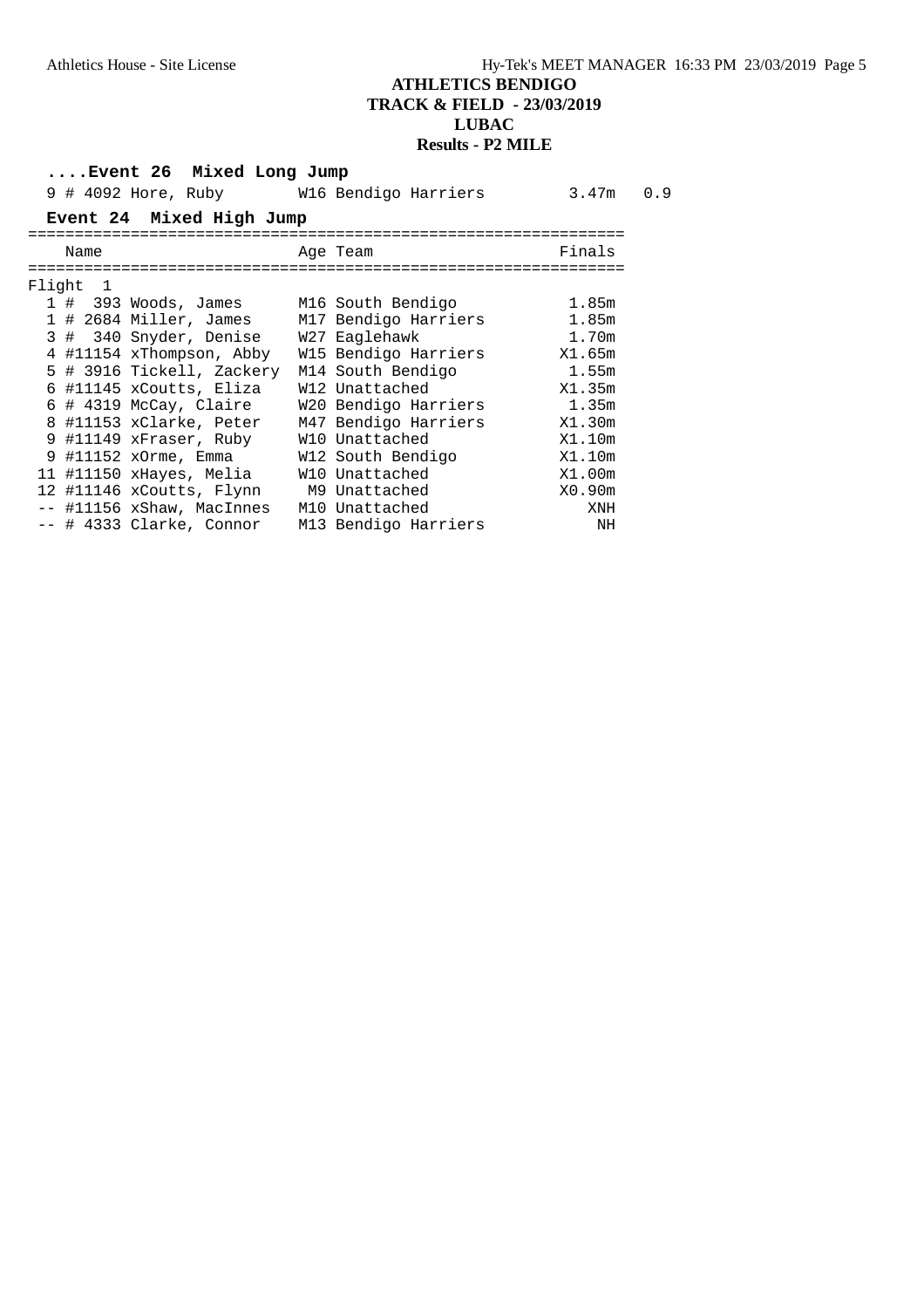## ATHLETICS BENDIGO
## TRACK & FIELD - 23/03/2019
## LUBAC
## Results - P2 MILE

### ....Event 26 Mixed Long Jump

| | | | | | |
|---|---|---|---|---|---|
| 9 | # 4092 | Hore, Ruby | W16 | Bendigo Harriers | 3.47m 0.9 |

### Event 24 Mixed High Jump

| | | Name | Age | Team | Finals |
|---|---|---|---|---|---|
| **Flight 1** | | | | | |
| 1 | # 393 | Woods, James | M16 | South Bendigo | 1.85m |
| 1 | # 2684 | Miller, James | M17 | Bendigo Harriers | 1.85m |
| 3 | # 340 | Snyder, Denise | W27 | Eaglehawk | 1.70m |
| 4 | #11154 | xThompson, Abby | W15 | Bendigo Harriers | X1.65m |
| 5 | # 3916 | Tickell, Zackery | M14 | South Bendigo | 1.55m |
| 6 | #11145 | xCoutts, Eliza | W12 | Unattached | X1.35m |
| 6 | # 4319 | McCay, Claire | W20 | Bendigo Harriers | 1.35m |
| 8 | #11153 | xClarke, Peter | M47 | Bendigo Harriers | X1.30m |
| 9 | #11149 | xFraser, Ruby | W10 | Unattached | X1.10m |
| 9 | #11152 | xOrme, Emma | W12 | South Bendigo | X1.10m |
| 11 | #11150 | xHayes, Melia | W10 | Unattached | X1.00m |
| 12 | #11146 | xCoutts, Flynn | M9 | Unattached | X0.90m |
| -- | #11156 | xShaw, MacInnes | M10 | Unattached | XNH |
| -- | # 4333 | Clarke, Connor | M13 | Bendigo Harriers | NH |